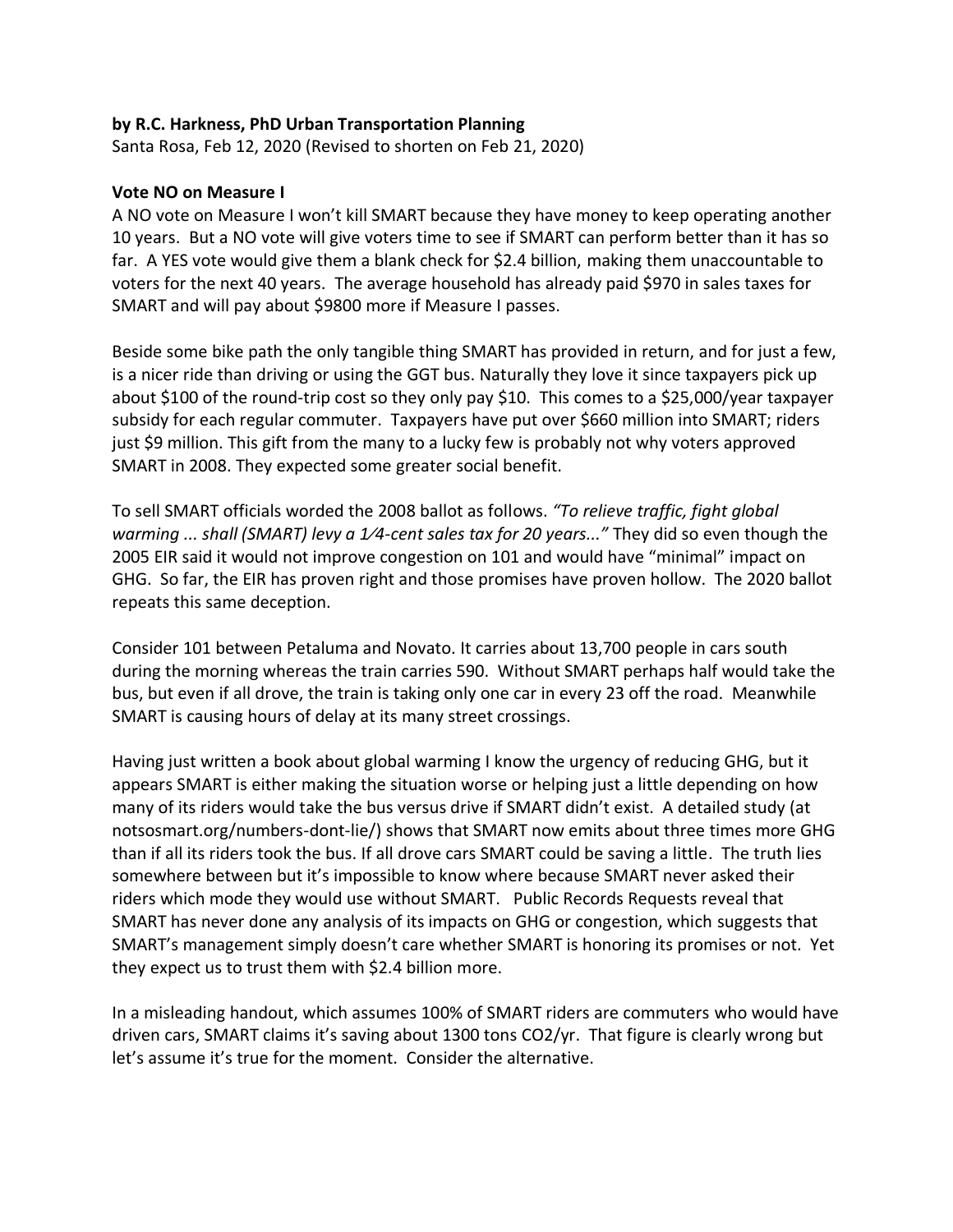**by R.C. Harkness, PhD Urban Transportation Planning**
Santa Rosa, Feb 12, 2020 (Revised to shorten on Feb 21, 2020)

**Vote NO on Measure I**

A NO vote on Measure I won't kill SMART because they have money to keep operating another 10 years. But a NO vote will give voters time to see if SMART can perform better than it has so far. A YES vote would give them a blank check for $2.4 billion, making them unaccountable to voters for the next 40 years. The average household has already paid $970 in sales taxes for SMART and will pay about $9800 more if Measure I passes.

Beside some bike path the only tangible thing SMART has provided in return, and for just a few, is a nicer ride than driving or using the GGT bus. Naturally they love it since taxpayers pick up about $100 of the round-trip cost so they only pay $10. This comes to a $25,000/year taxpayer subsidy for each regular commuter. Taxpayers have put over $660 million into SMART; riders just $9 million. This gift from the many to a lucky few is probably not why voters approved SMART in 2008. They expected some greater social benefit.

To sell SMART officials worded the 2008 ballot as follows. *"To relieve traffic, fight global warming ... shall (SMART) levy a 1⁄4-cent sales tax for 20 years..."* They did so even though the 2005 EIR said it would not improve congestion on 101 and would have "minimal" impact on GHG. So far, the EIR has proven right and those promises have proven hollow. The 2020 ballot repeats this same deception.

Consider 101 between Petaluma and Novato. It carries about 13,700 people in cars south during the morning whereas the train carries 590. Without SMART perhaps half would take the bus, but even if all drove, the train is taking only one car in every 23 off the road. Meanwhile SMART is causing hours of delay at its many street crossings.

Having just written a book about global warming I know the urgency of reducing GHG, but it appears SMART is either making the situation worse or helping just a little depending on how many of its riders would take the bus versus drive if SMART didn't exist. A detailed study (at notsosmart.org/numbers-dont-lie/) shows that SMART now emits about three times more GHG than if all its riders took the bus. If all drove cars SMART could be saving a little. The truth lies somewhere between but it's impossible to know where because SMART never asked their riders which mode they would use without SMART. Public Records Requests reveal that SMART has never done any analysis of its impacts on GHG or congestion, which suggests that SMART's management simply doesn't care whether SMART is honoring its promises or not. Yet they expect us to trust them with $2.4 billion more.

In a misleading handout, which assumes 100% of SMART riders are commuters who would have driven cars, SMART claims it's saving about 1300 tons $CO_2$/yr. That figure is clearly wrong but let's assume it's true for the moment. Consider the alternative.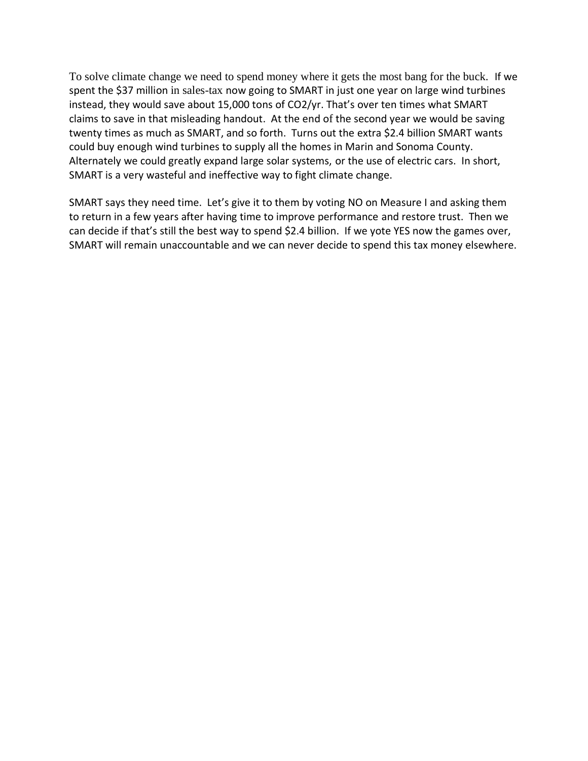To solve climate change we need to spend money where it gets the most bang for the buck. If we spent the \$37 million in sales-tax now going to SMART in just one year on large wind turbines instead, they would save about 15,000 tons of $CO_2$/yr. That's over ten times what SMART claims to save in that misleading handout. At the end of the second year we would be saving twenty times as much as SMART, and so forth. Turns out the extra \$2.4 billion SMART wants could buy enough wind turbines to supply all the homes in Marin and Sonoma County. Alternately we could greatly expand large solar systems, or the use of electric cars. In short, SMART is a very wasteful and ineffective way to fight climate change.

SMART says they need time. Let's give it to them by voting NO on Measure I and asking them to return in a few years after having time to improve performance and restore trust. Then we can decide if that's still the best way to spend \$2.4 billion. If we yote YES now the games over, SMART will remain unaccountable and we can never decide to spend this tax money elsewhere.